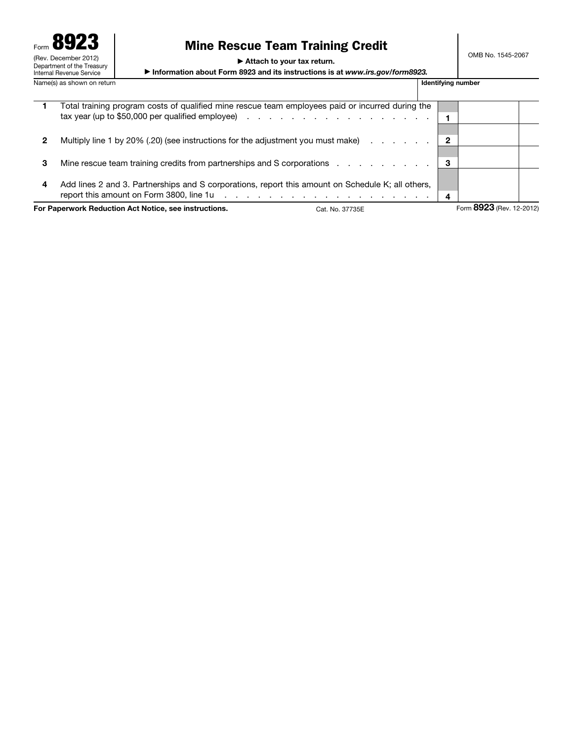Form **8923**
(Rev. December 2012)
Department of the Treasury
Internal Revenue Service

# Mine Rescue Team Training Credit

► **Attach to your tax return.**

► **Information about Form 8923 and its instructions is at *www.irs.gov/form8923*.**

OMB No. 1545-2067

| Name(s) as shown on return | **Identifying number** |
|---|---|
| | |

| | | | |
|---|---|---|---|
| **1** | Total training program costs of qualified mine rescue team employees paid or incurred during the tax year (up to $50,000 per qualified employee) . . . . . . . . . . . . . . . . . . | **1** | |
| **2** | Multiply line 1 by 20% (.20) (see instructions for the adjustment you must make) . . . . . . | **2** | |
| **3** | Mine rescue team training credits from partnerships and S corporations . . . . . . . . . . | **3** | |
| **4** | Add lines 2 and 3. Partnerships and S corporations, report this amount on Schedule K; all others, report this amount on Form 3800, line 1u . . . . . . . . . . . . . . . . . . . . | **4** | |

**For Paperwork Reduction Act Notice, see instructions.** Cat. No. 37735E Form **8923** (Rev. 12-2012)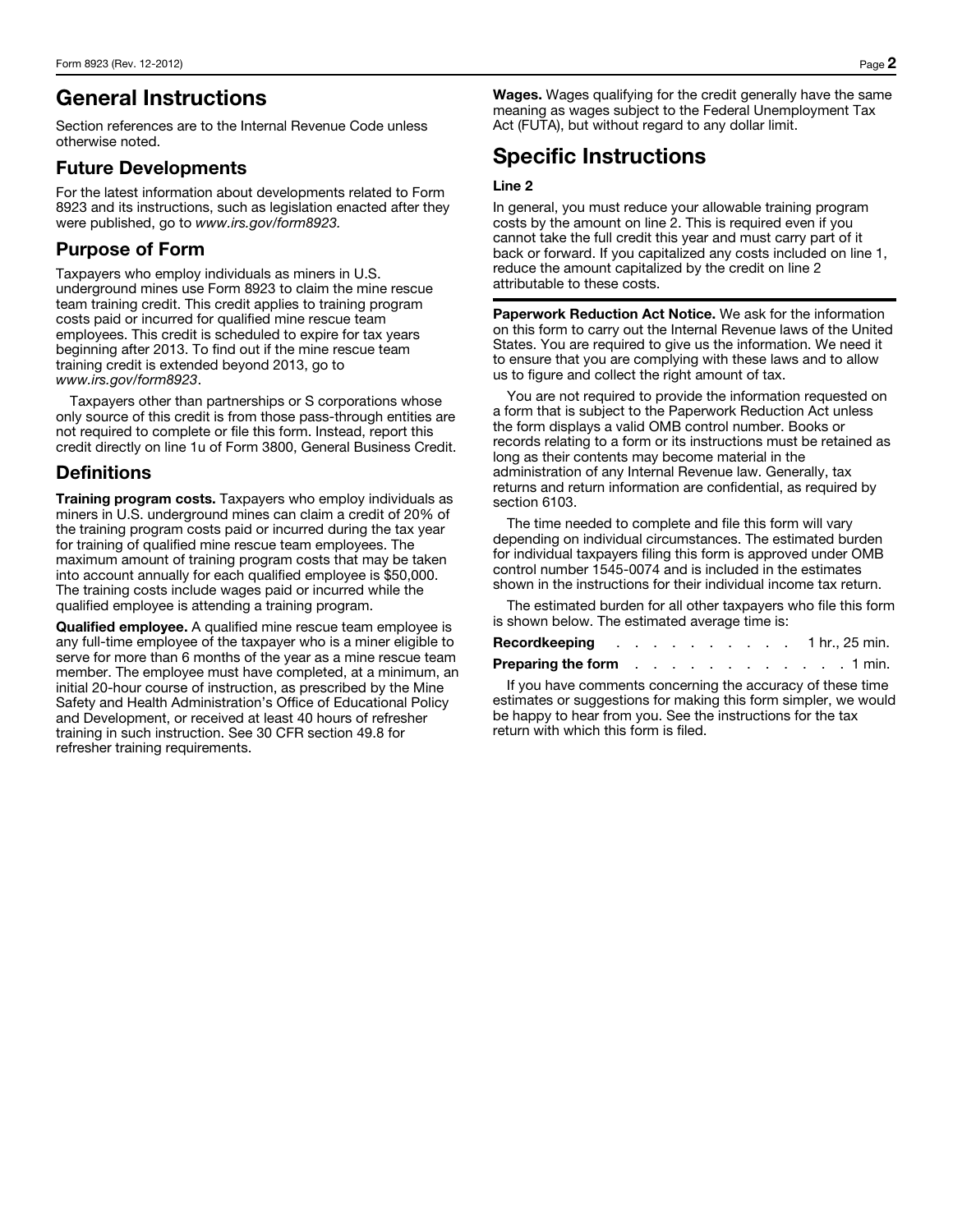# General Instructions

Section references are to the Internal Revenue Code unless otherwise noted.

## Future Developments

For the latest information about developments related to Form 8923 and its instructions, such as legislation enacted after they were published, go to *www.irs.gov/form8923*.

## Purpose of Form

Taxpayers who employ individuals as miners in U.S. underground mines use Form 8923 to claim the mine rescue team training credit. This credit applies to training program costs paid or incurred for qualified mine rescue team employees. This credit is scheduled to expire for tax years beginning after 2013. To find out if the mine rescue team training credit is extended beyond 2013, go to *www.irs.gov/form8923*.

Taxpayers other than partnerships or S corporations whose only source of this credit is from those pass-through entities are not required to complete or file this form. Instead, report this credit directly on line 1u of Form 3800, General Business Credit.

## Definitions

**Training program costs.** Taxpayers who employ individuals as miners in U.S. underground mines can claim a credit of 20% of the training program costs paid or incurred during the tax year for training of qualified mine rescue team employees. The maximum amount of training program costs that may be taken into account annually for each qualified employee is $50,000. The training costs include wages paid or incurred while the qualified employee is attending a training program.

**Qualified employee.** A qualified mine rescue team employee is any full-time employee of the taxpayer who is a miner eligible to serve for more than 6 months of the year as a mine rescue team member. The employee must have completed, at a minimum, an initial 20-hour course of instruction, as prescribed by the Mine Safety and Health Administration's Office of Educational Policy and Development, or received at least 40 hours of refresher training in such instruction. See 30 CFR section 49.8 for refresher training requirements.

**Wages.** Wages qualifying for the credit generally have the same meaning as wages subject to the Federal Unemployment Tax Act (FUTA), but without regard to any dollar limit.

# Specific Instructions

### Line 2

In general, you must reduce your allowable training program costs by the amount on line 2. This is required even if you cannot take the full credit this year and must carry part of it back or forward. If you capitalized any costs included on line 1, reduce the amount capitalized by the credit on line 2 attributable to these costs.

**Paperwork Reduction Act Notice.** We ask for the information on this form to carry out the Internal Revenue laws of the United States. You are required to give us the information. We need it to ensure that you are complying with these laws and to allow us to figure and collect the right amount of tax.

You are not required to provide the information requested on a form that is subject to the Paperwork Reduction Act unless the form displays a valid OMB control number. Books or records relating to a form or its instructions must be retained as long as their contents may become material in the administration of any Internal Revenue law. Generally, tax returns and return information are confidential, as required by section 6103.

The time needed to complete and file this form will vary depending on individual circumstances. The estimated burden for individual taxpayers filing this form is approved under OMB control number 1545-0074 and is included in the estimates shown in the instructions for their individual income tax return.

The estimated burden for all other taxpayers who file this form is shown below. The estimated average time is:

**Recordkeeping** . . . . . . . . . . . 1 hr., 25 min.

**Preparing the form** . . . . . . . . . . . . . 1 min.

If you have comments concerning the accuracy of these time estimates or suggestions for making this form simpler, we would be happy to hear from you. See the instructions for the tax return with which this form is filed.